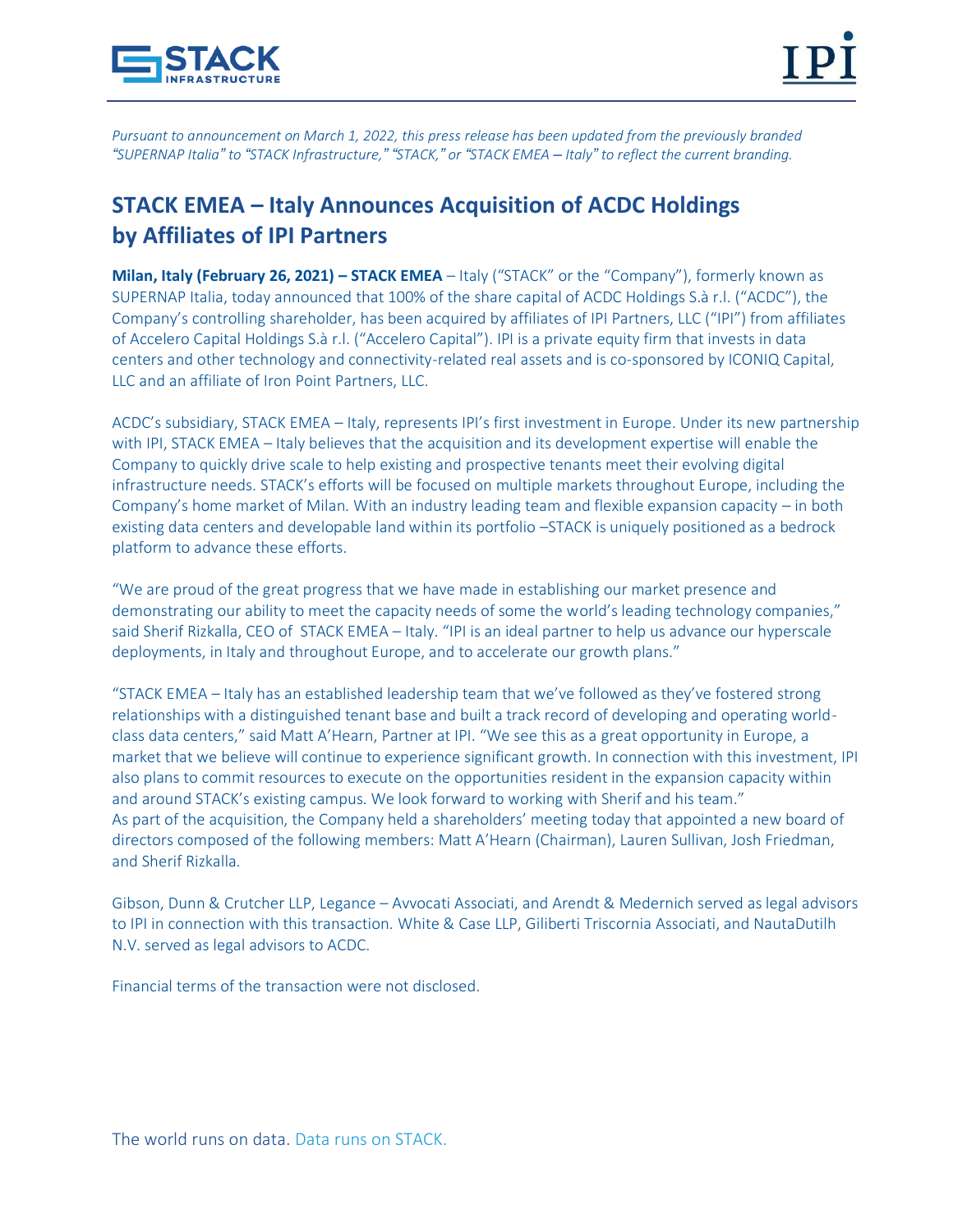*Pursuant to announcement on March 1, 2022, this press release has been updated from the previously branded "SUPERNAP Italia" to "STACK Infrastructure," "STACK," or "STACK EMEA – Italy" to reflect the current branding.*

# STACK EMEA – Italy Announces Acquisition of ACDC Holdings by Affiliates of IPI Partners

**Milan, Italy (February 26, 2021) – STACK EMEA** – Italy ("STACK" or the "Company"), formerly known as SUPERNAP Italia, today announced that 100% of the share capital of ACDC Holdings S.à r.l. ("ACDC"), the Company's controlling shareholder, has been acquired by affiliates of IPI Partners, LLC ("IPI") from affiliates of Accelero Capital Holdings S.à r.l. ("Accelero Capital"). IPI is a private equity firm that invests in data centers and other technology and connectivity-related real assets and is co-sponsored by ICONIQ Capital, LLC and an affiliate of Iron Point Partners, LLC.

ACDC's subsidiary, STACK EMEA – Italy, represents IPI's first investment in Europe. Under its new partnership with IPI, STACK EMEA – Italy believes that the acquisition and its development expertise will enable the Company to quickly drive scale to help existing and prospective tenants meet their evolving digital infrastructure needs. STACK's efforts will be focused on multiple markets throughout Europe, including the Company's home market of Milan. With an industry leading team and flexible expansion capacity – in both existing data centers and developable land within its portfolio –STACK is uniquely positioned as a bedrock platform to advance these efforts.

"We are proud of the great progress that we have made in establishing our market presence and demonstrating our ability to meet the capacity needs of some the world's leading technology companies," said Sherif Rizkalla, CEO of STACK EMEA – Italy. "IPI is an ideal partner to help us advance our hyperscale deployments, in Italy and throughout Europe, and to accelerate our growth plans."

"STACK EMEA – Italy has an established leadership team that we've followed as they've fostered strong relationships with a distinguished tenant base and built a track record of developing and operating world-class data centers," said Matt A'Hearn, Partner at IPI. "We see this as a great opportunity in Europe, a market that we believe will continue to experience significant growth. In connection with this investment, IPI also plans to commit resources to execute on the opportunities resident in the expansion capacity within and around STACK's existing campus. We look forward to working with Sherif and his team."
As part of the acquisition, the Company held a shareholders' meeting today that appointed a new board of directors composed of the following members: Matt A'Hearn (Chairman), Lauren Sullivan, Josh Friedman, and Sherif Rizkalla.

Gibson, Dunn & Crutcher LLP, Legance – Avvocati Associati, and Arendt & Medernich served as legal advisors to IPI in connection with this transaction. White & Case LLP, Giliberti Triscornia Associati, and NautaDutilh N.V. served as legal advisors to ACDC.

Financial terms of the transaction were not disclosed.

The world runs on data. Data runs on STACK.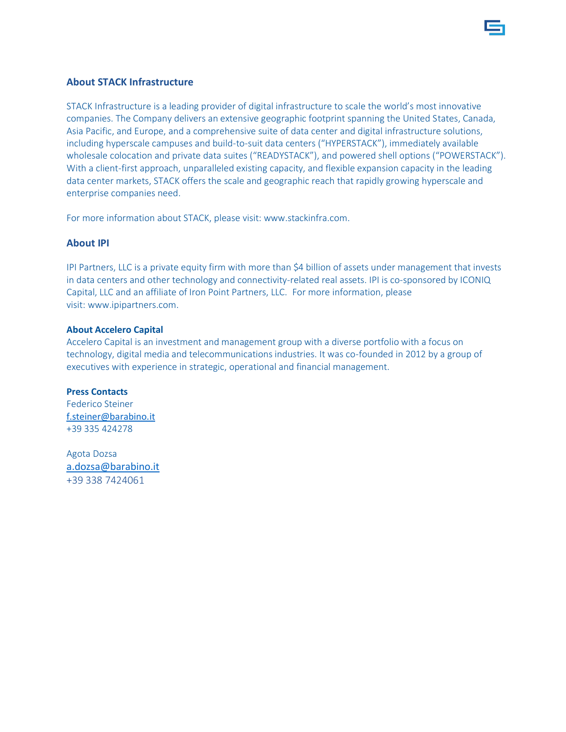## About STACK Infrastructure

STACK Infrastructure is a leading provider of digital infrastructure to scale the world's most innovative companies. The Company delivers an extensive geographic footprint spanning the United States, Canada, Asia Pacific, and Europe, and a comprehensive suite of data center and digital infrastructure solutions, including hyperscale campuses and build-to-suit data centers ("HYPERSTACK"), immediately available wholesale colocation and private data suites ("READYSTACK"), and powered shell options ("POWERSTACK"). With a client-first approach, unparalleled existing capacity, and flexible expansion capacity in the leading data center markets, STACK offers the scale and geographic reach that rapidly growing hyperscale and enterprise companies need.

For more information about STACK, please visit: www.stackinfra.com.

## About IPI

IPI Partners, LLC is a private equity firm with more than $4 billion of assets under management that invests in data centers and other technology and connectivity-related real assets. IPI is co-sponsored by ICONIQ Capital, LLC and an affiliate of Iron Point Partners, LLC. For more information, please visit: www.ipipartners.com.

**About Accelero Capital**

Accelero Capital is an investment and management group with a diverse portfolio with a focus on technology, digital media and telecommunications industries. It was co-founded in 2012 by a group of executives with experience in strategic, operational and financial management.

**Press Contacts**

Federico Steiner
f.steiner@barabino.it
+39 335 424278

Agota Dozsa
a.dozsa@barabino.it
+39 338 7424061